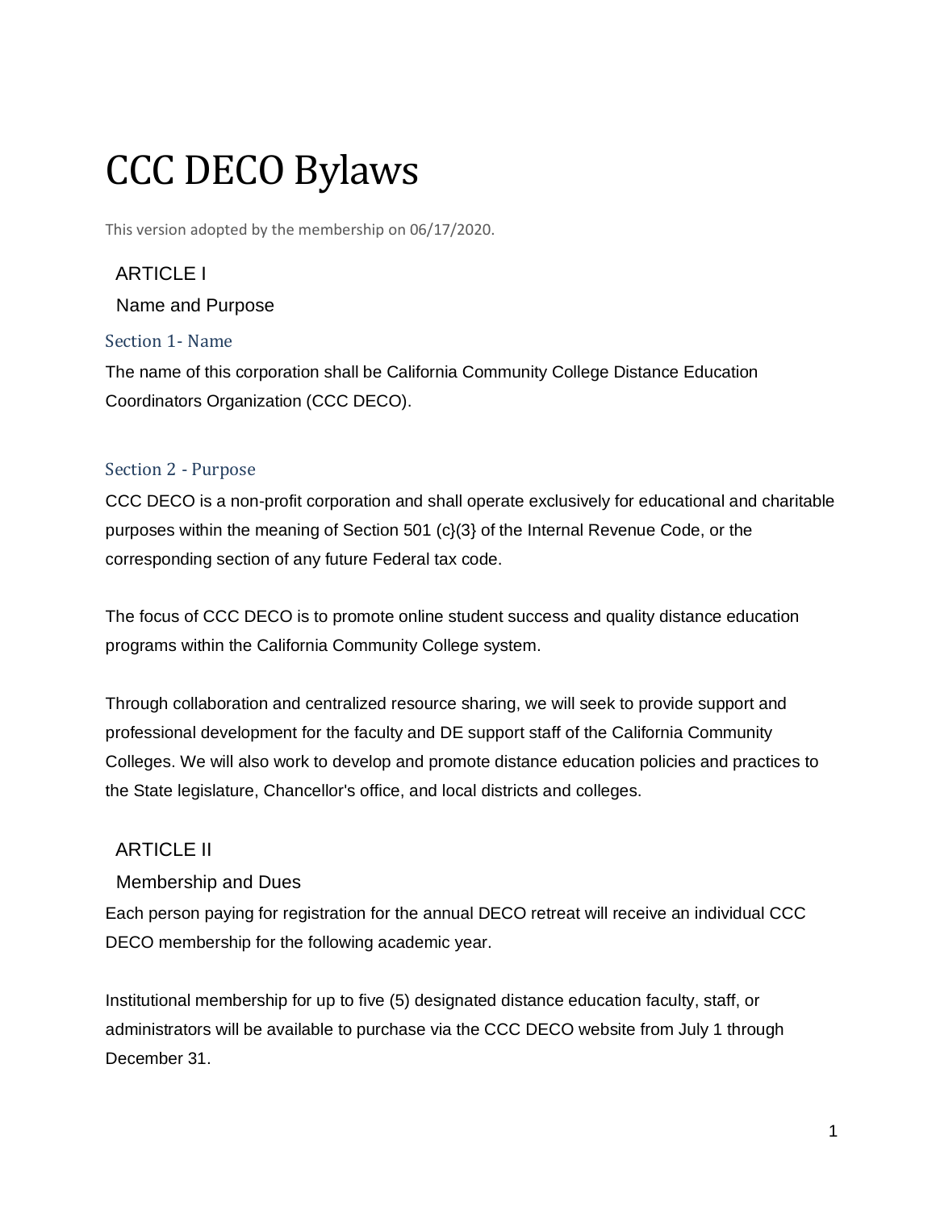# CCC DECO Bylaws

This version adopted by the membership on 06/17/2020.

## ARTICLE I

## Name and Purpose

### Section 1- Name

The name of this corporation shall be California Community College Distance Education Coordinators Organization (CCC DECO).

### Section 2 - Purpose

CCC DECO is a non-profit corporation and shall operate exclusively for educational and charitable purposes within the meaning of Section 501 (c}(3} of the Internal Revenue Code, or the corresponding section of any future Federal tax code.

The focus of CCC DECO is to promote online student success and quality distance education programs within the California Community College system.

Through collaboration and centralized resource sharing, we will seek to provide support and professional development for the faculty and DE support staff of the California Community Colleges. We will also work to develop and promote distance education policies and practices to the State legislature, Chancellor's office, and local districts and colleges.

## ARTICLE II

## Membership and Dues

Each person paying for registration for the annual DECO retreat will receive an individual CCC DECO membership for the following academic year.

Institutional membership for up to five (5) designated distance education faculty, staff, or administrators will be available to purchase via the CCC DECO website from July 1 through December 31.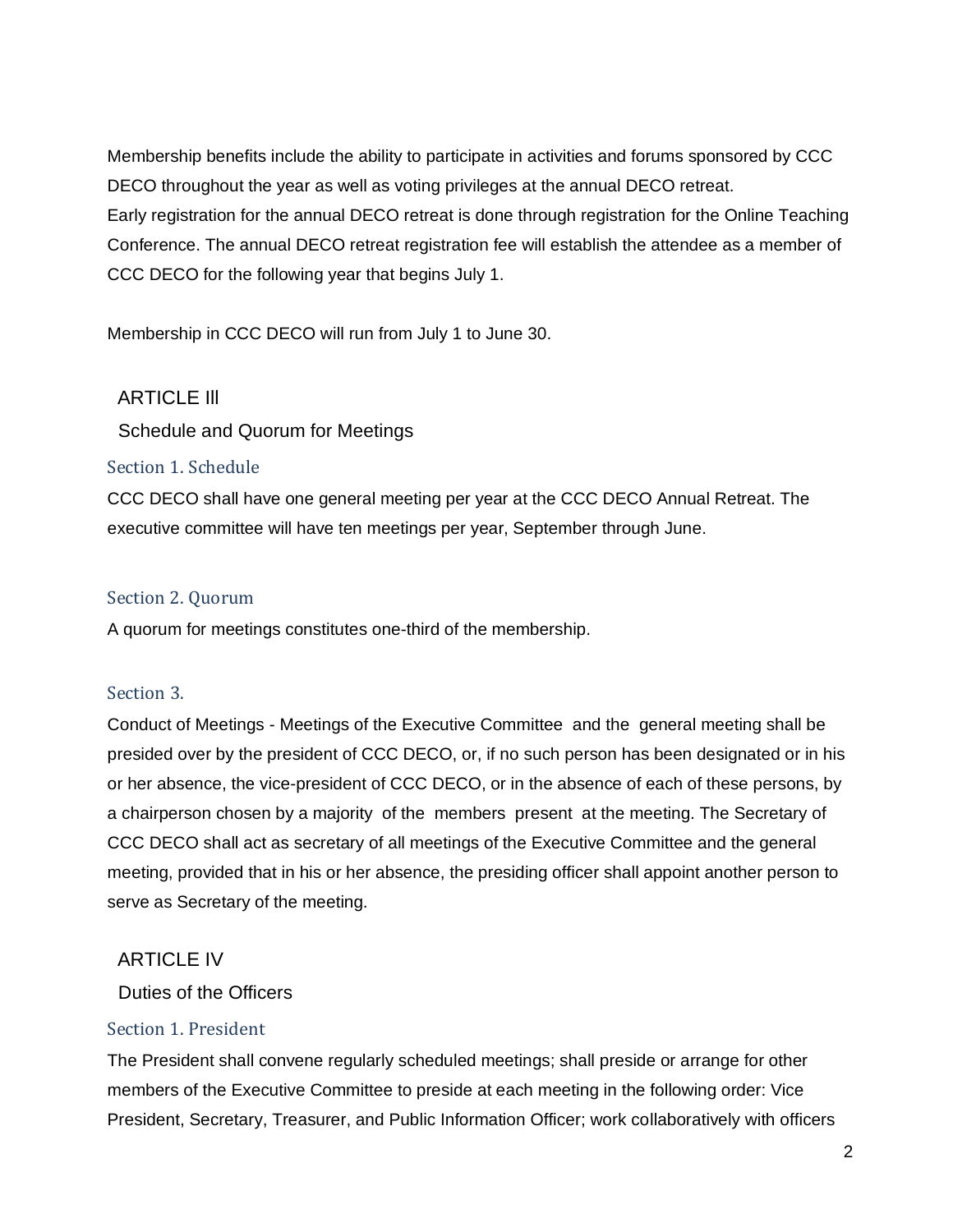Membership benefits include the ability to participate in activities and forums sponsored by CCC DECO throughout the year as well as voting privileges at the annual DECO retreat.
Early registration for the annual DECO retreat is done through registration for the Online Teaching Conference. The annual DECO retreat registration fee will establish the attendee as a member of CCC DECO for the following year that begins July 1.

Membership in CCC DECO will run from July 1 to June 30.

## ARTICLE lll

## Schedule and Quorum for Meetings

### Section 1. Schedule

CCC DECO shall have one general meeting per year at the CCC DECO Annual Retreat. The executive committee will have ten meetings per year, September through June.

### Section 2. Quorum

A quorum for meetings constitutes one-third of the membership.

### Section 3.

Conduct of Meetings - Meetings of the Executive Committee and the general meeting shall be presided over by the president of CCC DECO, or, if no such person has been designated or in his or her absence, the vice-president of CCC DECO, or in the absence of each of these persons, by a chairperson chosen by a majority of the members present at the meeting. The Secretary of CCC DECO shall act as secretary of all meetings of the Executive Committee and the general meeting, provided that in his or her absence, the presiding officer shall appoint another person to serve as Secretary of the meeting.

## ARTICLE IV

## Duties of the Officers

### Section 1. President

The President shall convene regularly scheduled meetings; shall preside or arrange for other members of the Executive Committee to preside at each meeting in the following order: Vice President, Secretary, Treasurer, and Public Information Officer; work collaboratively with officers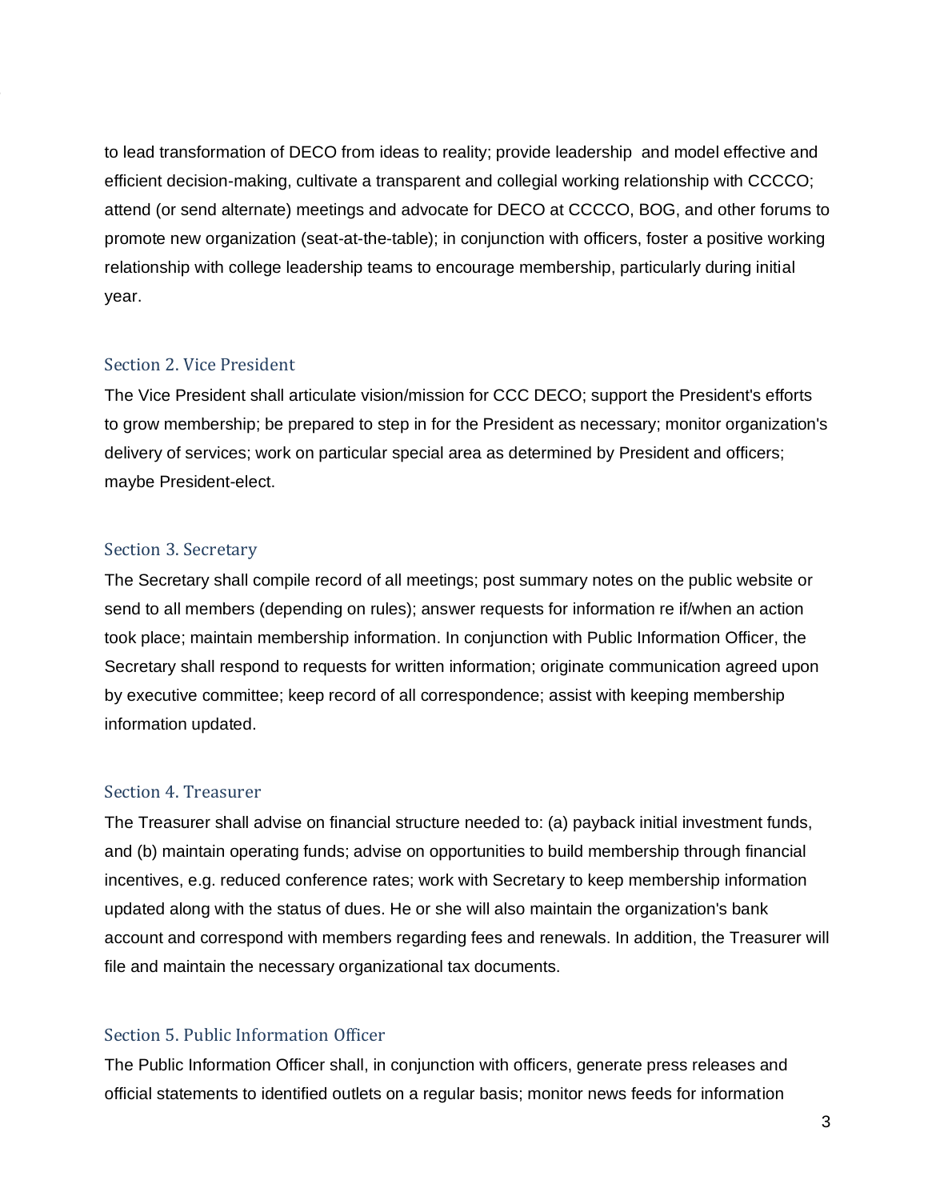to lead transformation of DECO from ideas to reality; provide leadership and model effective and efficient decision-making, cultivate a transparent and collegial working relationship with CCCCO; attend (or send alternate) meetings and advocate for DECO at CCCCO, BOG, and other forums to promote new organization (seat-at-the-table); in conjunction with officers, foster a positive working relationship with college leadership teams to encourage membership, particularly during initial year.

### Section 2. Vice President

The Vice President shall articulate vision/mission for CCC DECO; support the President's efforts to grow membership; be prepared to step in for the President as necessary; monitor organization's delivery of services; work on particular special area as determined by President and officers; maybe President-elect.

### Section 3. Secretary

The Secretary shall compile record of all meetings; post summary notes on the public website or send to all members (depending on rules); answer requests for information re if/when an action took place; maintain membership information. In conjunction with Public Information Officer, the Secretary shall respond to requests for written information; originate communication agreed upon by executive committee; keep record of all correspondence; assist with keeping membership information updated.

### Section 4. Treasurer

The Treasurer shall advise on financial structure needed to: (a) payback initial investment funds, and (b) maintain operating funds; advise on opportunities to build membership through financial incentives, e.g. reduced conference rates; work with Secretary to keep membership information updated along with the status of dues. He or she will also maintain the organization's bank account and correspond with members regarding fees and renewals. In addition, the Treasurer will file and maintain the necessary organizational tax documents.

### Section 5. Public Information Officer

The Public Information Officer shall, in conjunction with officers, generate press releases and official statements to identified outlets on a regular basis; monitor news feeds for information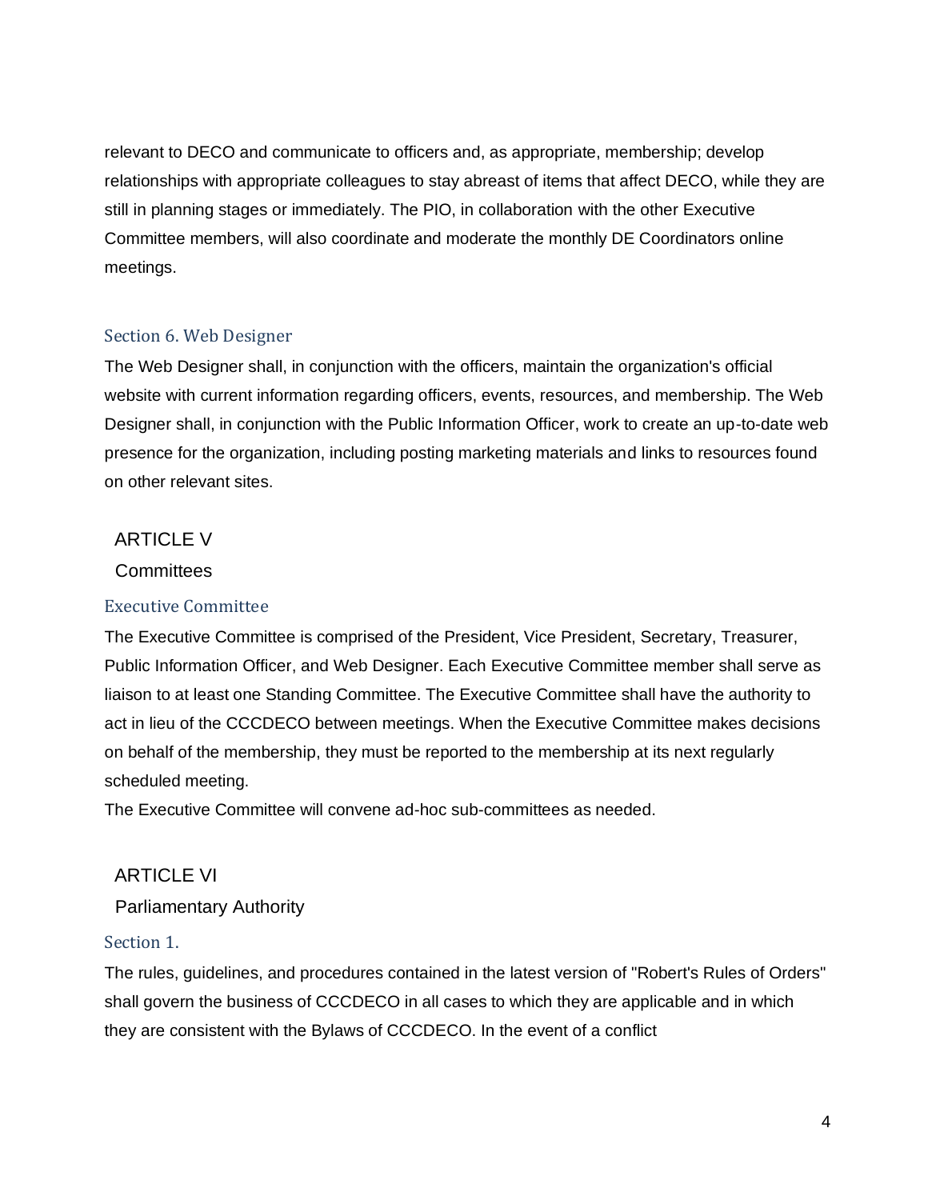relevant to DECO and communicate to officers and, as appropriate, membership; develop relationships with appropriate colleagues to stay abreast of items that affect DECO, while they are still in planning stages or immediately. The PIO, in collaboration with the other Executive Committee members, will also coordinate and moderate the monthly DE Coordinators online meetings.

### Section 6. Web Designer

The Web Designer shall, in conjunction with the officers, maintain the organization's official website with current information regarding officers, events, resources, and membership. The Web Designer shall, in conjunction with the Public Information Officer, work to create an up-to-date web presence for the organization, including posting marketing materials and links to resources found on other relevant sites.

## ARTICLE V

## Committees

### Executive Committee

The Executive Committee is comprised of the President, Vice President, Secretary, Treasurer, Public Information Officer, and Web Designer. Each Executive Committee member shall serve as liaison to at least one Standing Committee. The Executive Committee shall have the authority to act in lieu of the CCCDECO between meetings. When the Executive Committee makes decisions on behalf of the membership, they must be reported to the membership at its next regularly scheduled meeting.

The Executive Committee will convene ad-hoc sub-committees as needed.

## ARTICLE VI

## Parliamentary Authority

### Section 1.

The rules, guidelines, and procedures contained in the latest version of "Robert's Rules of Orders" shall govern the business of CCCDECO in all cases to which they are applicable and in which they are consistent with the Bylaws of CCCDECO. In the event of a conflict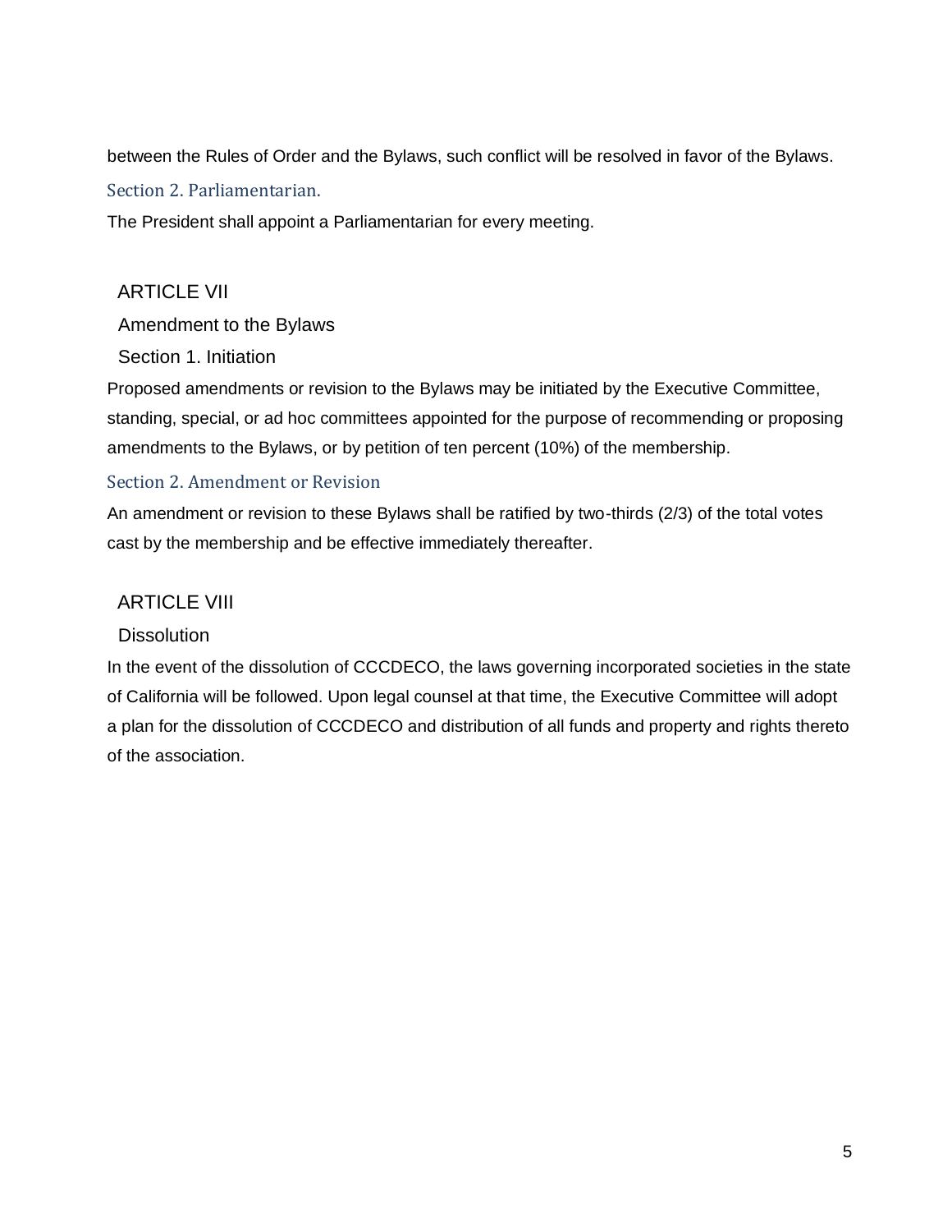between the Rules of Order and the Bylaws, such conflict will be resolved in favor of the Bylaws.

### Section 2. Parliamentarian.

The President shall appoint a Parliamentarian for every meeting.

## ARTICLE VII

## Amendment to the Bylaws

### Section 1. Initiation

Proposed amendments or revision to the Bylaws may be initiated by the Executive Committee, standing, special, or ad hoc committees appointed for the purpose of recommending or proposing amendments to the Bylaws, or by petition of ten percent (10%) of the membership.

### Section 2. Amendment or Revision

An amendment or revision to these Bylaws shall be ratified by two-thirds (2/3) of the total votes cast by the membership and be effective immediately thereafter.

## ARTICLE VIII

## Dissolution

In the event of the dissolution of CCCDECO, the laws governing incorporated societies in the state of California will be followed. Upon legal counsel at that time, the Executive Committee will adopt a plan for the dissolution of CCCDECO and distribution of all funds and property and rights thereto of the association.